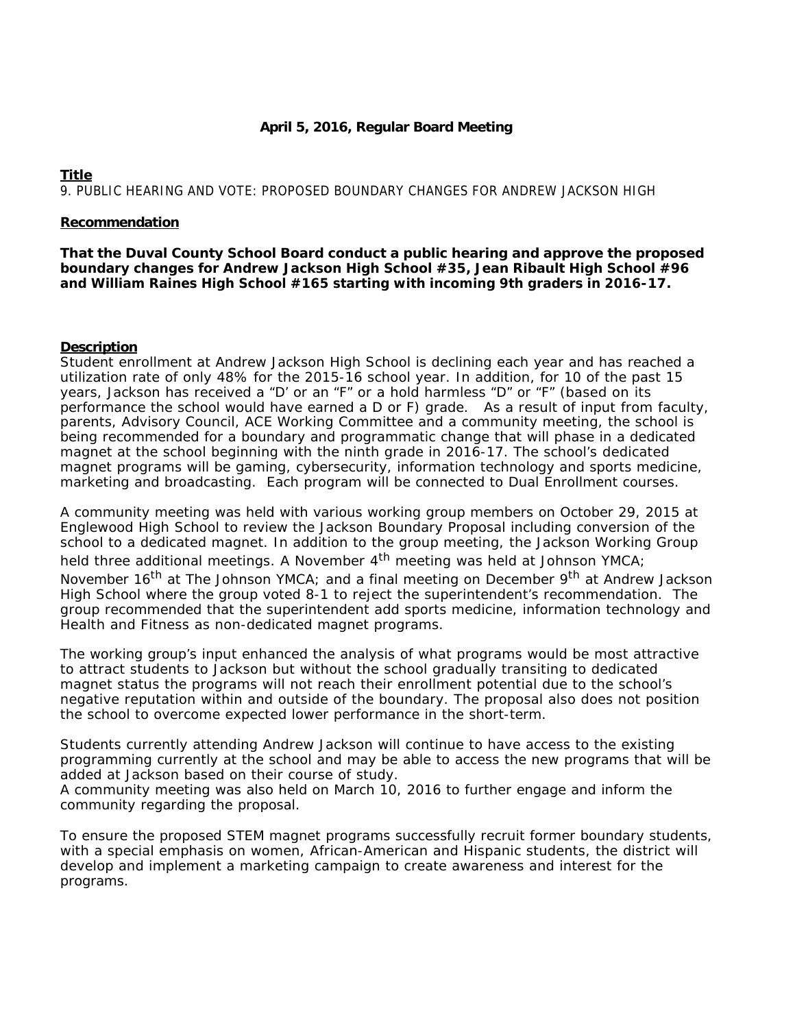**April 5, 2016, Regular Board Meeting**

**Title**

9. PUBLIC HEARING AND VOTE: PROPOSED BOUNDARY CHANGES FOR ANDREW JACKSON HIGH

**Recommendation**

**That the Duval County School Board conduct a public hearing and approve the proposed boundary changes for Andrew Jackson High School #35, Jean Ribault High School #96 and William Raines High School #165 starting with incoming 9th graders in 2016-17.**

**Description**

Student enrollment at Andrew Jackson High School is declining each year and has reached a utilization rate of only 48% for the 2015-16 school year. In addition, for 10 of the past 15 years, Jackson has received a "D' or an "F" or a hold harmless "D" or "F" (based on its performance the school would have earned a D or F) grade. As a result of input from faculty, parents, Advisory Council, ACE Working Committee and a community meeting, the school is being recommended for a boundary and programmatic change that will phase in a dedicated magnet at the school beginning with the ninth grade in 2016-17. The school's dedicated magnet programs will be gaming, cybersecurity, information technology and sports medicine, marketing and broadcasting. Each program will be connected to Dual Enrollment courses.

A community meeting was held with various working group members on October 29, 2015 at Englewood High School to review the Jackson Boundary Proposal including conversion of the school to a dedicated magnet. In addition to the group meeting, the Jackson Working Group held three additional meetings. A November 4th meeting was held at Johnson YMCA; November 16th at The Johnson YMCA; and a final meeting on December 9th at Andrew Jackson High School where the group voted 8-1 to reject the superintendent's recommendation. The group recommended that the superintendent add sports medicine, information technology and Health and Fitness as non-dedicated magnet programs.

The working group's input enhanced the analysis of what programs would be most attractive to attract students to Jackson but without the school gradually transiting to dedicated magnet status the programs will not reach their enrollment potential due to the school's negative reputation within and outside of the boundary. The proposal also does not position the school to overcome expected lower performance in the short-term.

Students currently attending Andrew Jackson will continue to have access to the existing programming currently at the school and may be able to access the new programs that will be added at Jackson based on their course of study.
A community meeting was also held on March 10, 2016 to further engage and inform the community regarding the proposal.

To ensure the proposed STEM magnet programs successfully recruit former boundary students, with a special emphasis on women, African-American and Hispanic students, the district will develop and implement a marketing campaign to create awareness and interest for the programs.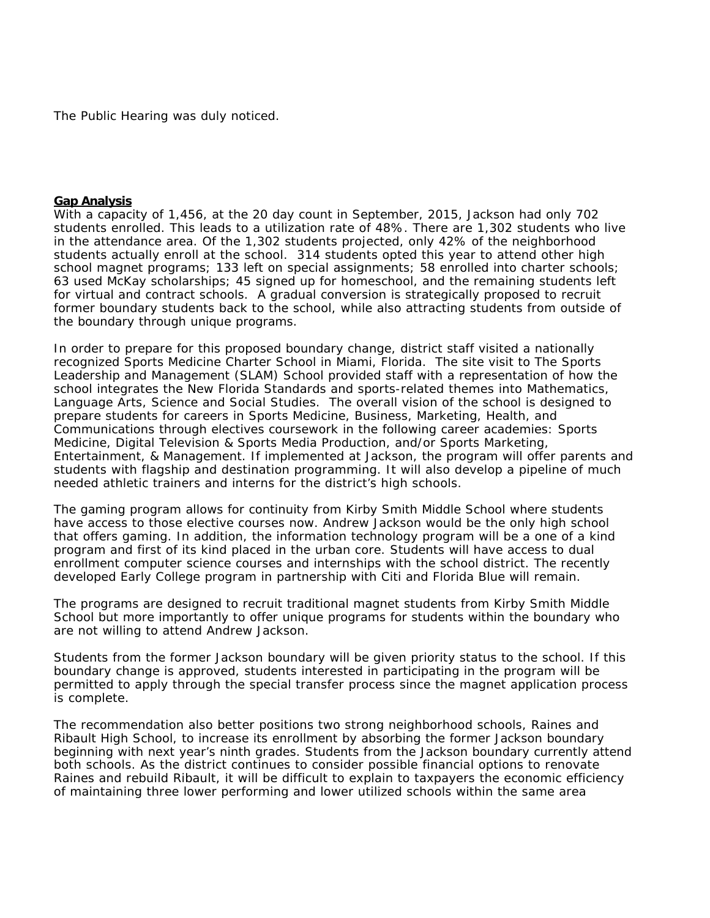The Public Hearing was duly noticed.

**Gap Analysis**

With a capacity of 1,456, at the 20 day count in September, 2015, Jackson had only 702 students enrolled. This leads to a utilization rate of 48%. There are 1,302 students who live in the attendance area. Of the 1,302 students projected, only 42% of the neighborhood students actually enroll at the school. 314 students opted this year to attend other high school magnet programs; 133 left on special assignments; 58 enrolled into charter schools; 63 used McKay scholarships; 45 signed up for homeschool, and the remaining students left for virtual and contract schools. A gradual conversion is strategically proposed to recruit former boundary students back to the school, while also attracting students from outside of the boundary through unique programs.

In order to prepare for this proposed boundary change, district staff visited a nationally recognized Sports Medicine Charter School in Miami, Florida. The site visit to The Sports Leadership and Management (SLAM) School provided staff with a representation of how the school integrates the New Florida Standards and sports-related themes into Mathematics, Language Arts, Science and Social Studies. The overall vision of the school is designed to prepare students for careers in Sports Medicine, Business, Marketing, Health, and Communications through electives coursework in the following career academies: Sports Medicine, Digital Television & Sports Media Production, and/or Sports Marketing, Entertainment, & Management. If implemented at Jackson, the program will offer parents and students with flagship and destination programming. It will also develop a pipeline of much needed athletic trainers and interns for the district's high schools.

The gaming program allows for continuity from Kirby Smith Middle School where students have access to those elective courses now. Andrew Jackson would be the only high school that offers gaming. In addition, the information technology program will be a one of a kind program and first of its kind placed in the urban core. Students will have access to dual enrollment computer science courses and internships with the school district. The recently developed Early College program in partnership with Citi and Florida Blue will remain.

The programs are designed to recruit traditional magnet students from Kirby Smith Middle School but more importantly to offer unique programs for students within the boundary who are not willing to attend Andrew Jackson.

Students from the former Jackson boundary will be given priority status to the school. If this boundary change is approved, students interested in participating in the program will be permitted to apply through the special transfer process since the magnet application process is complete.

The recommendation also better positions two strong neighborhood schools, Raines and Ribault High School, to increase its enrollment by absorbing the former Jackson boundary beginning with next year's ninth grades. Students from the Jackson boundary currently attend both schools. As the district continues to consider possible financial options to renovate Raines and rebuild Ribault, it will be difficult to explain to taxpayers the economic efficiency of maintaining three lower performing and lower utilized schools within the same area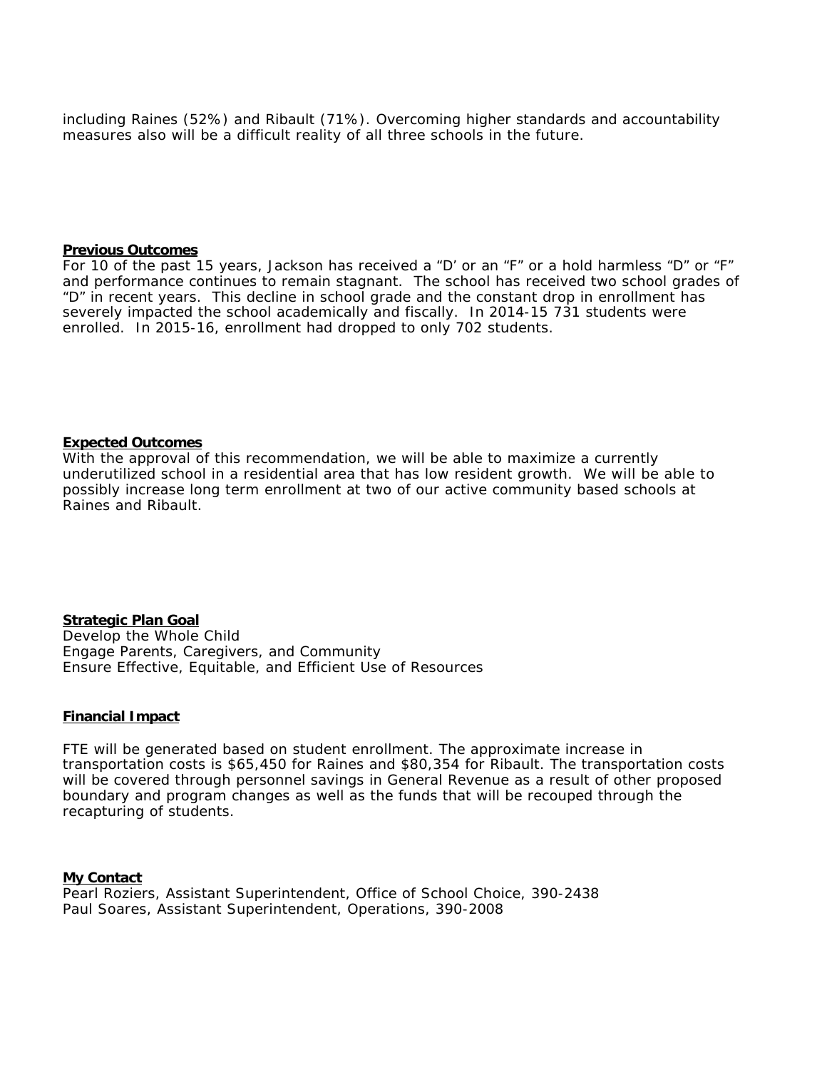including Raines (52%) and Ribault (71%). Overcoming higher standards and accountability measures also will be a difficult reality of all three schools in the future.

**Previous Outcomes**

For 10 of the past 15 years, Jackson has received a "D' or an "F" or a hold harmless "D" or "F" and performance continues to remain stagnant. The school has received two school grades of "D" in recent years. This decline in school grade and the constant drop in enrollment has severely impacted the school academically and fiscally. In 2014-15 731 students were enrolled. In 2015-16, enrollment had dropped to only 702 students.

**Expected Outcomes**

With the approval of this recommendation, we will be able to maximize a currently underutilized school in a residential area that has low resident growth. We will be able to possibly increase long term enrollment at two of our active community based schools at Raines and Ribault.

**Strategic Plan Goal**

Develop the Whole Child
Engage Parents, Caregivers, and Community
Ensure Effective, Equitable, and Efficient Use of Resources

**Financial Impact**

FTE will be generated based on student enrollment. The approximate increase in transportation costs is $65,450 for Raines and $80,354 for Ribault. The transportation costs will be covered through personnel savings in General Revenue as a result of other proposed boundary and program changes as well as the funds that will be recouped through the recapturing of students.

**My Contact**

Pearl Roziers, Assistant Superintendent, Office of School Choice, 390-2438
Paul Soares, Assistant Superintendent, Operations, 390-2008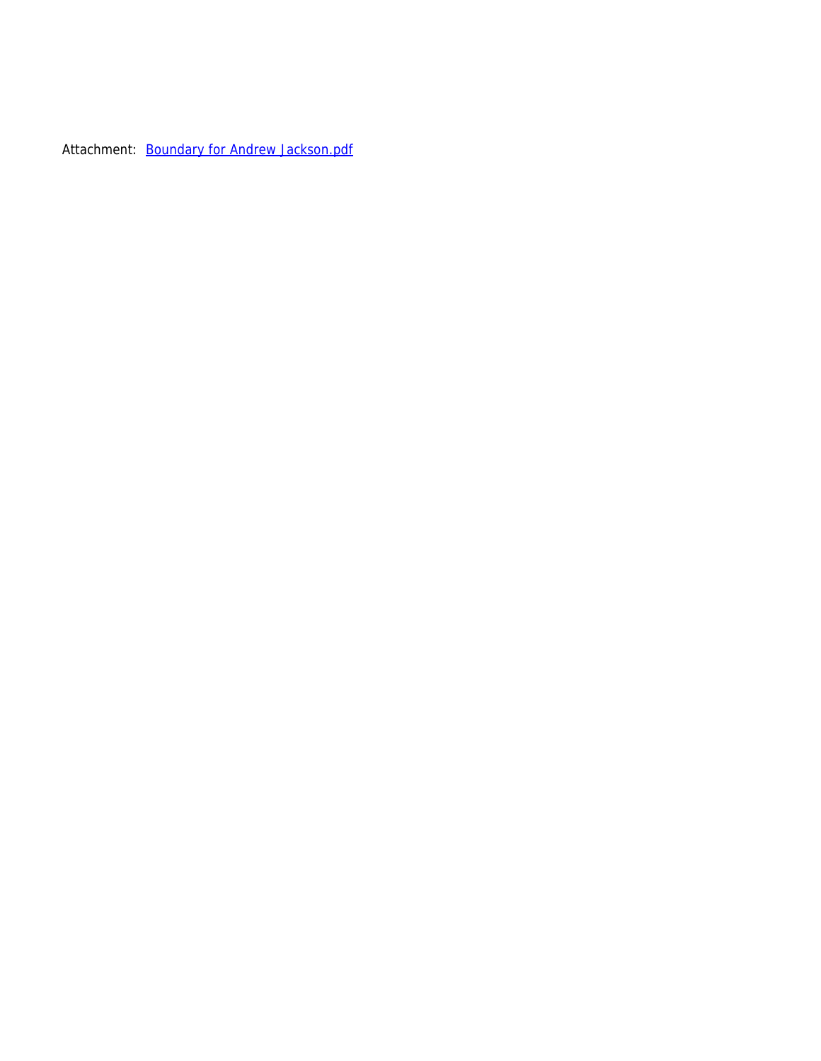Attachment: Boundary for Andrew Jackson.pdf